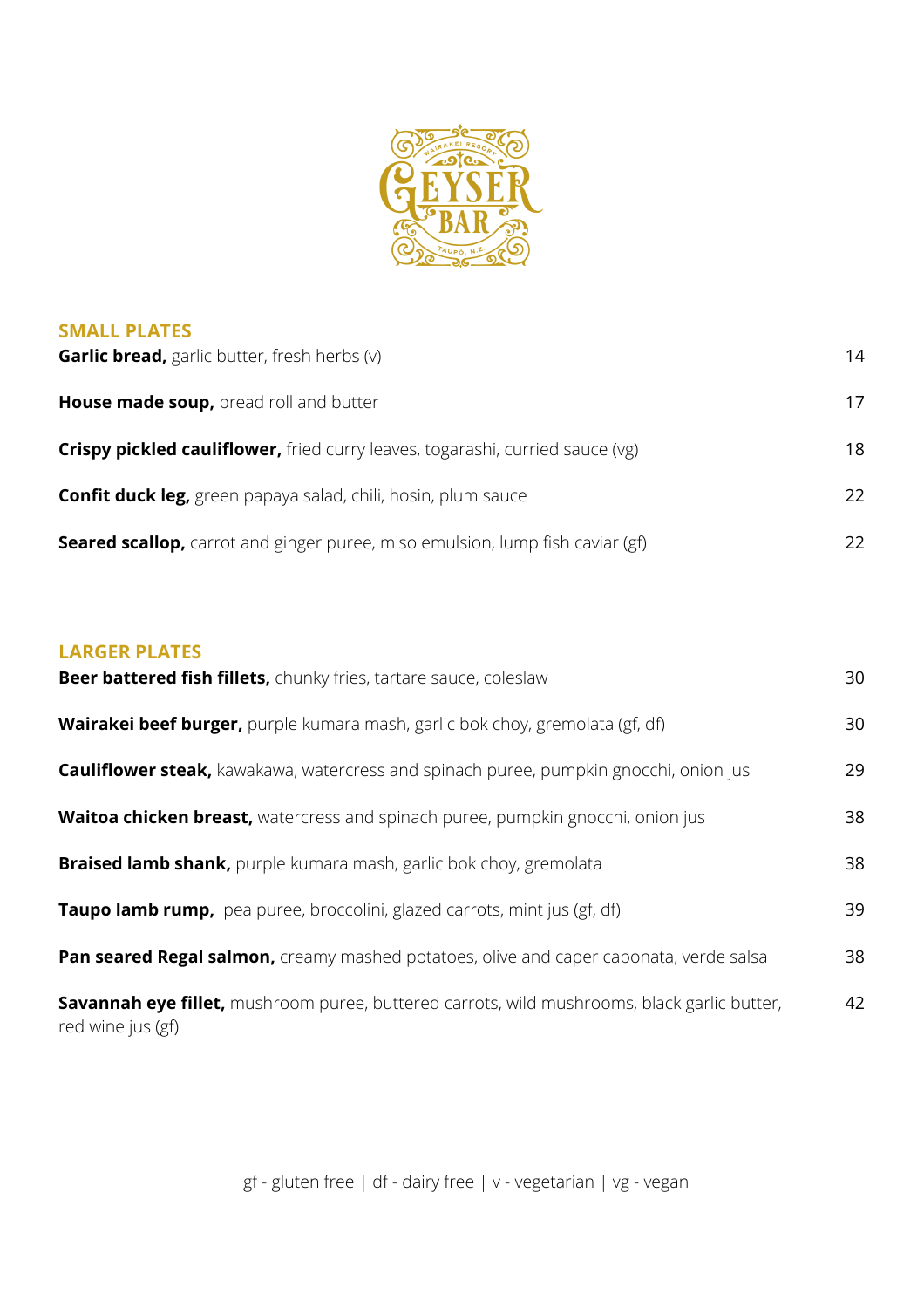# GEYSER BAR

WAIRAKEI RESORT

TAUPŌ, N.Z.

## SMALL PLATES

**Garlic bread,** garlic butter, fresh herbs (v) 14

**House made soup,** bread roll and butter 17

**Crispy pickled cauliflower,** fried curry leaves, togarashi, curried sauce (vg) 18

**Confit duck leg,** green papaya salad, chili, hosin, plum sauce 22

**Seared scallop,** carrot and ginger puree, miso emulsion, lump fish caviar (gf) 22

## LARGER PLATES

**Beer battered fish fillets,** chunky fries, tartare sauce, coleslaw 30

**Wairakei beef burger,** purple kumara mash, garlic bok choy, gremolata (gf, df) 30

**Cauliflower steak,** kawakawa, watercress and spinach puree, pumpkin gnocchi, onion jus 29

**Waitoa chicken breast,** watercress and spinach puree, pumpkin gnocchi, onion jus 38

**Braised lamb shank,** purple kumara mash, garlic bok choy, gremolata 38

**Taupo lamb rump,** pea puree, broccolini, glazed carrots, mint jus (gf, df) 39

**Pan seared Regal salmon,** creamy mashed potatoes, olive and caper caponata, verde salsa 38

**Savannah eye fillet,** mushroom puree, buttered carrots, wild mushrooms, black garlic butter, red wine jus (gf) 42

gf - gluten free | df - dairy free | v - vegetarian | vg - vegan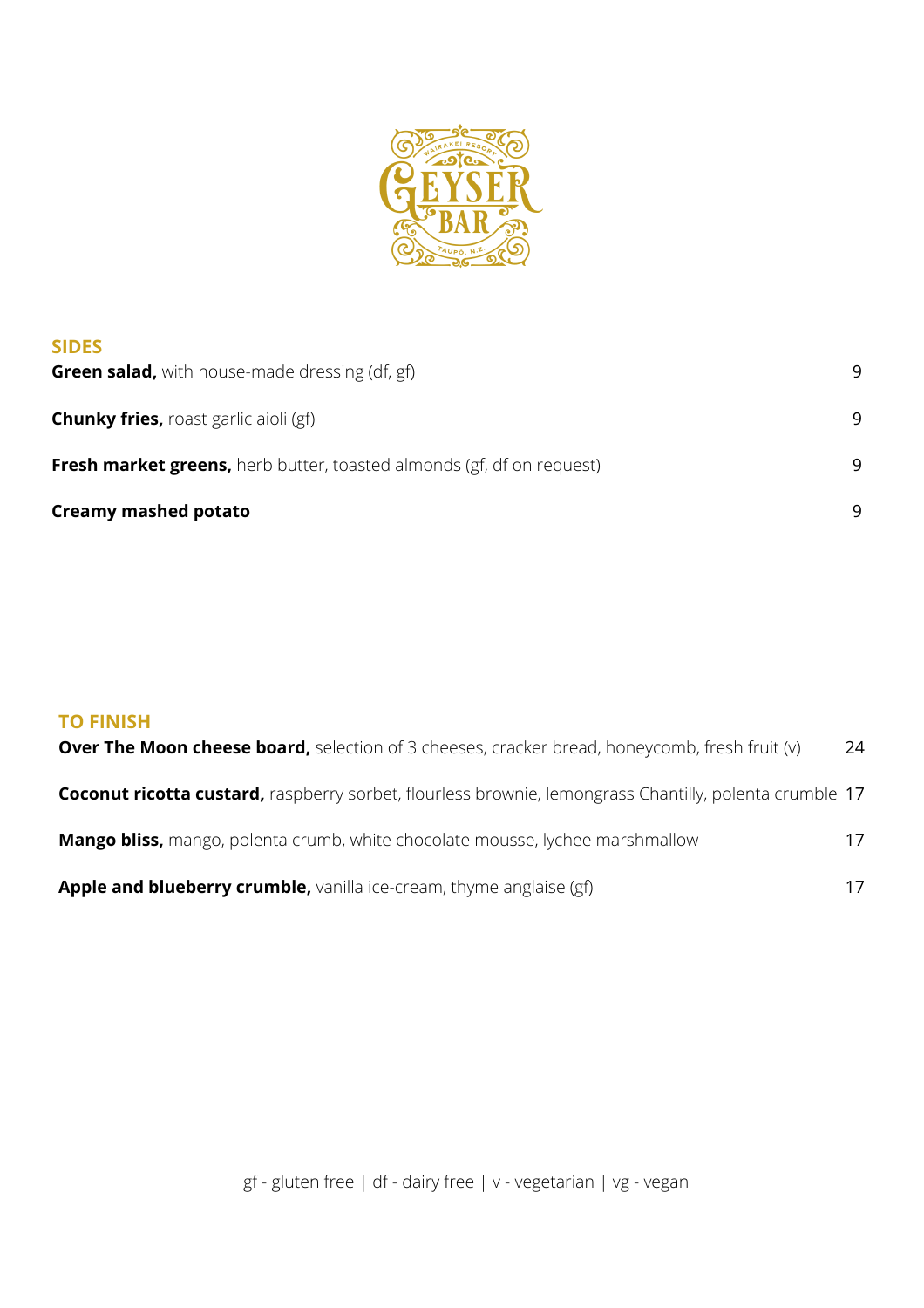## SIDES

**Green salad,** with house-made dressing (df, gf) 9

**Chunky fries,** roast garlic aioli (gf) 9

**Fresh market greens,** herb butter, toasted almonds (gf, df on request) 9

**Creamy mashed potato** 9

## TO FINISH

**Over The Moon cheese board,** selection of 3 cheeses, cracker bread, honeycomb, fresh fruit (v) 24

**Coconut ricotta custard,** raspberry sorbet, flourless brownie, lemongrass Chantilly, polenta crumble 17

**Mango bliss,** mango, polenta crumb, white chocolate mousse, lychee marshmallow 17

**Apple and blueberry crumble,** vanilla ice-cream, thyme anglaise (gf) 17

gf - gluten free | df - dairy free | v - vegetarian | vg - vegan